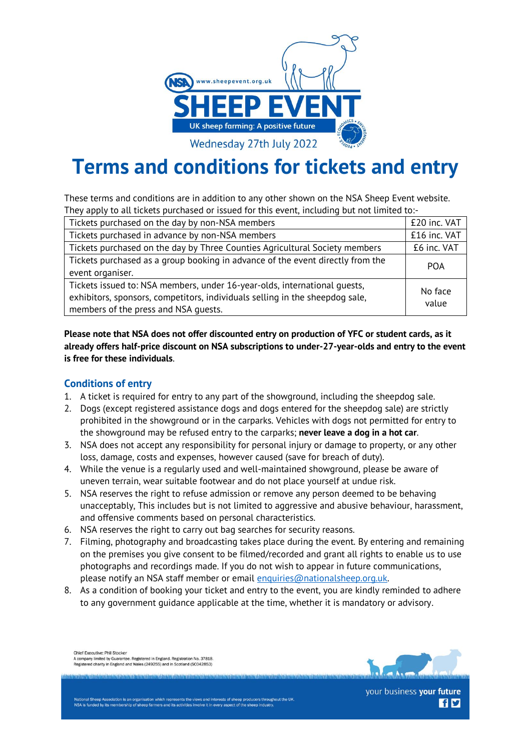www.sheepevent.org.uk

# SHEEP EVENT

UK sheep farming: A positive future

Wednesday 27th July 2022

# Terms and conditions for tickets and entry

These terms and conditions are in addition to any other shown on the NSA Sheep Event website. They apply to all tickets purchased or issued for this event, including but not limited to:-

| | |
|---|---|
| Tickets purchased on the day by non-NSA members | £20 inc. VAT |
| Tickets purchased in advance by non-NSA members | £16 inc. VAT |
| Tickets purchased on the day by Three Counties Agricultural Society members | £6 inc. VAT |
| Tickets purchased as a group booking in advance of the event directly from the event organiser. | POA |
| Tickets issued to: NSA members, under 16-year-olds, international guests, exhibitors, sponsors, competitors, individuals selling in the sheepdog sale, members of the press and NSA guests. | No face value |

**Please note that NSA does not offer discounted entry on production of YFC or student cards, as it already offers half-price discount on NSA subscriptions to under-27-year-olds and entry to the event is free for these individuals**.

## Conditions of entry

1. A ticket is required for entry to any part of the showground, including the sheepdog sale.
2. Dogs (except registered assistance dogs and dogs entered for the sheepdog sale) are strictly prohibited in the showground or in the carparks. Vehicles with dogs not permitted for entry to the showground may be refused entry to the carparks; **never leave a dog in a hot car**.
3. NSA does not accept any responsibility for personal injury or damage to property, or any other loss, damage, costs and expenses, however caused (save for breach of duty).
4. While the venue is a regularly used and well-maintained showground, please be aware of uneven terrain, wear suitable footwear and do not place yourself at undue risk.
5. NSA reserves the right to refuse admission or remove any person deemed to be behaving unacceptably, This includes but is not limited to aggressive and abusive behaviour, harassment, and offensive comments based on personal characteristics.
6. NSA reserves the right to carry out bag searches for security reasons.
7. Filming, photography and broadcasting takes place during the event. By entering and remaining on the premises you give consent to be filmed/recorded and grant all rights to enable us to use photographs and recordings made. If you do not wish to appear in future communications, please notify an NSA staff member or email enquiries@nationalsheep.org.uk.
8. As a condition of booking your ticket and entry to the event, you are kindly reminded to adhere to any government guidance applicable at the time, whether it is mandatory or advisory.

Chief Executive: Phil Stocker
A company limited by Guarantee. Registered in England. Registration No. 37818.
Registered charity in England and Wales (249255) and in Scotland (SC042853)

National Sheep Association is an organisation which represents the views and interests of sheep producers throughout the UK. NSA is funded by its membership of sheep farmers and its activities involve it in every aspect of the sheep industry.

your business **your future**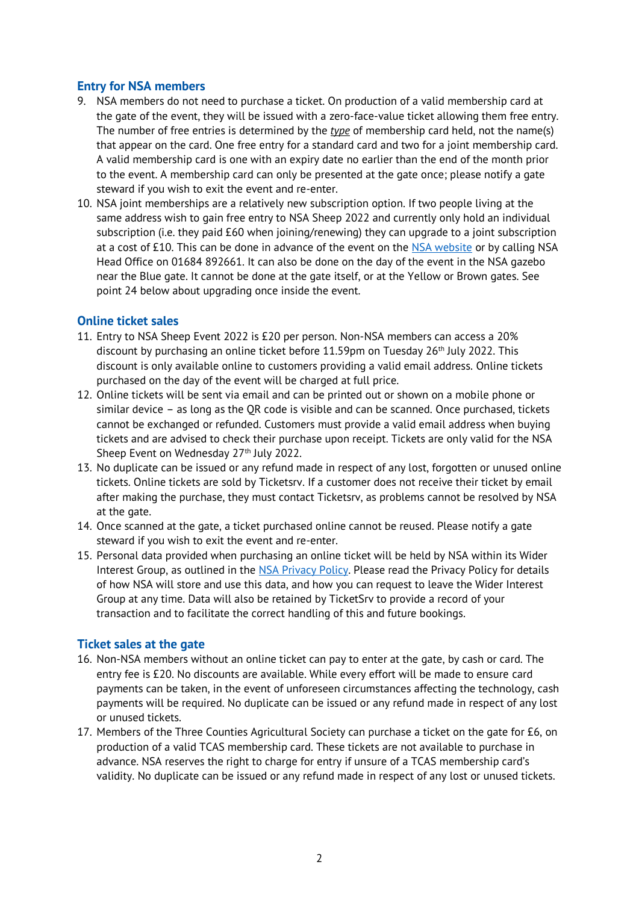## Entry for NSA members

9. NSA members do not need to purchase a ticket. On production of a valid membership card at the gate of the event, they will be issued with a zero-face-value ticket allowing them free entry. The number of free entries is determined by the *type* of membership card held, not the name(s) that appear on the card. One free entry for a standard card and two for a joint membership card. A valid membership card is one with an expiry date no earlier than the end of the month prior to the event. A membership card can only be presented at the gate once; please notify a gate steward if you wish to exit the event and re-enter.
10. NSA joint memberships are a relatively new subscription option. If two people living at the same address wish to gain free entry to NSA Sheep 2022 and currently only hold an individual subscription (i.e. they paid £60 when joining/renewing) they can upgrade to a joint subscription at a cost of £10. This can be done in advance of the event on the NSA website or by calling NSA Head Office on 01684 892661. It can also be done on the day of the event in the NSA gazebo near the Blue gate. It cannot be done at the gate itself, or at the Yellow or Brown gates. See point 24 below about upgrading once inside the event.

## Online ticket sales

11. Entry to NSA Sheep Event 2022 is £20 per person. Non-NSA members can access a 20% discount by purchasing an online ticket before 11.59pm on Tuesday 26th July 2022. This discount is only available online to customers providing a valid email address. Online tickets purchased on the day of the event will be charged at full price.
12. Online tickets will be sent via email and can be printed out or shown on a mobile phone or similar device – as long as the QR code is visible and can be scanned. Once purchased, tickets cannot be exchanged or refunded. Customers must provide a valid email address when buying tickets and are advised to check their purchase upon receipt. Tickets are only valid for the NSA Sheep Event on Wednesday 27th July 2022.
13. No duplicate can be issued or any refund made in respect of any lost, forgotten or unused online tickets. Online tickets are sold by Ticketsrv. If a customer does not receive their ticket by email after making the purchase, they must contact Ticketsrv, as problems cannot be resolved by NSA at the gate.
14. Once scanned at the gate, a ticket purchased online cannot be reused. Please notify a gate steward if you wish to exit the event and re-enter.
15. Personal data provided when purchasing an online ticket will be held by NSA within its Wider Interest Group, as outlined in the NSA Privacy Policy. Please read the Privacy Policy for details of how NSA will store and use this data, and how you can request to leave the Wider Interest Group at any time. Data will also be retained by TicketSrv to provide a record of your transaction and to facilitate the correct handling of this and future bookings.

## Ticket sales at the gate

16. Non-NSA members without an online ticket can pay to enter at the gate, by cash or card. The entry fee is £20. No discounts are available. While every effort will be made to ensure card payments can be taken, in the event of unforeseen circumstances affecting the technology, cash payments will be required. No duplicate can be issued or any refund made in respect of any lost or unused tickets.
17. Members of the Three Counties Agricultural Society can purchase a ticket on the gate for £6, on production of a valid TCAS membership card. These tickets are not available to purchase in advance. NSA reserves the right to charge for entry if unsure of a TCAS membership card's validity. No duplicate can be issued or any refund made in respect of any lost or unused tickets.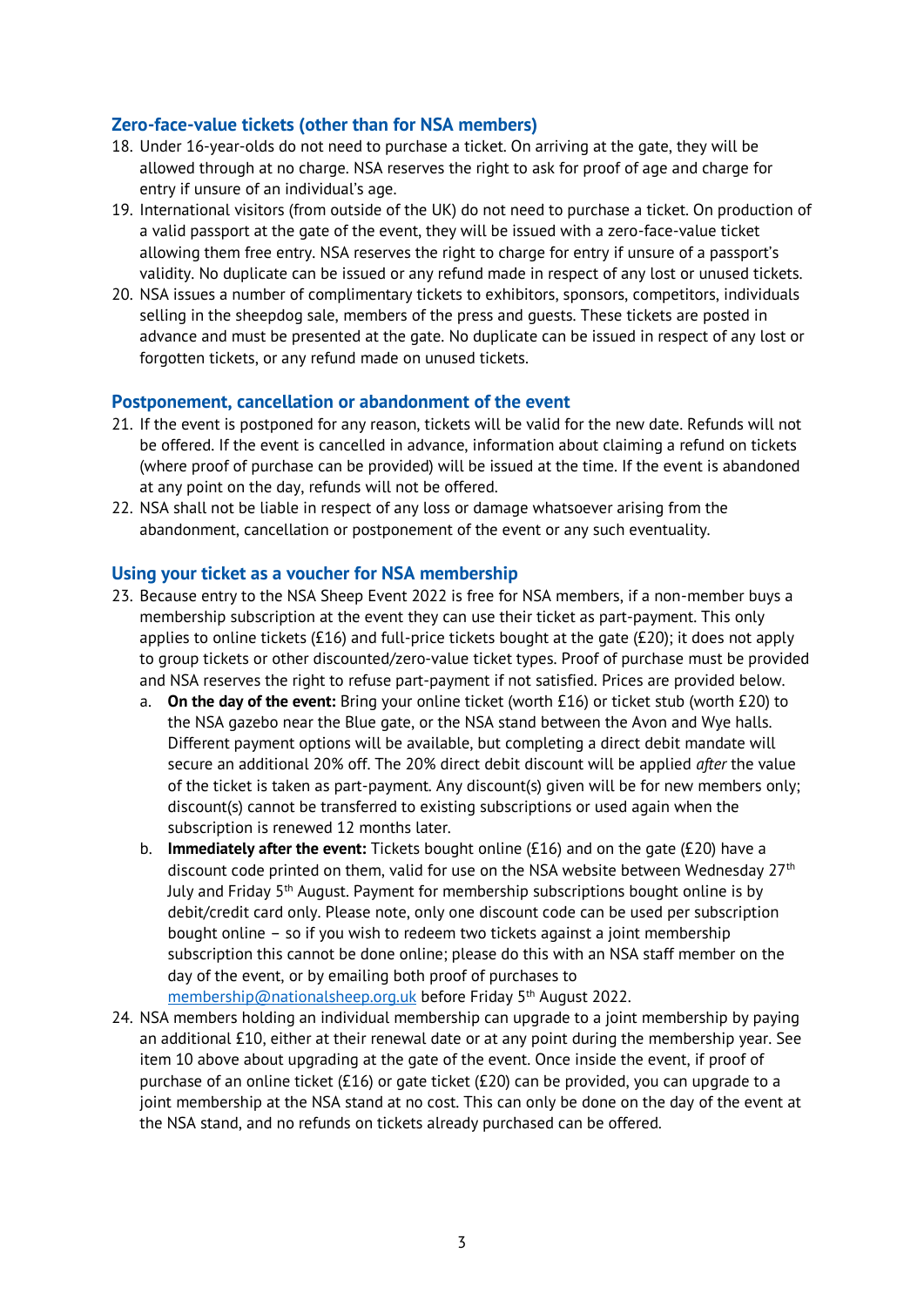## Zero-face-value tickets (other than for NSA members)

18. Under 16-year-olds do not need to purchase a ticket. On arriving at the gate, they will be allowed through at no charge. NSA reserves the right to ask for proof of age and charge for entry if unsure of an individual's age.
19. International visitors (from outside of the UK) do not need to purchase a ticket. On production of a valid passport at the gate of the event, they will be issued with a zero-face-value ticket allowing them free entry. NSA reserves the right to charge for entry if unsure of a passport's validity. No duplicate can be issued or any refund made in respect of any lost or unused tickets.
20. NSA issues a number of complimentary tickets to exhibitors, sponsors, competitors, individuals selling in the sheepdog sale, members of the press and guests. These tickets are posted in advance and must be presented at the gate. No duplicate can be issued in respect of any lost or forgotten tickets, or any refund made on unused tickets.

## Postponement, cancellation or abandonment of the event

21. If the event is postponed for any reason, tickets will be valid for the new date. Refunds will not be offered. If the event is cancelled in advance, information about claiming a refund on tickets (where proof of purchase can be provided) will be issued at the time. If the event is abandoned at any point on the day, refunds will not be offered.
22. NSA shall not be liable in respect of any loss or damage whatsoever arising from the abandonment, cancellation or postponement of the event or any such eventuality.

## Using your ticket as a voucher for NSA membership

23. Because entry to the NSA Sheep Event 2022 is free for NSA members, if a non-member buys a membership subscription at the event they can use their ticket as part-payment. This only applies to online tickets (£16) and full-price tickets bought at the gate (£20); it does not apply to group tickets or other discounted/zero-value ticket types. Proof of purchase must be provided and NSA reserves the right to refuse part-payment if not satisfied. Prices are provided below.
    a. **On the day of the event:** Bring your online ticket (worth £16) or ticket stub (worth £20) to the NSA gazebo near the Blue gate, or the NSA stand between the Avon and Wye halls. Different payment options will be available, but completing a direct debit mandate will secure an additional 20% off. The 20% direct debit discount will be applied *after* the value of the ticket is taken as part-payment. Any discount(s) given will be for new members only; discount(s) cannot be transferred to existing subscriptions or used again when the subscription is renewed 12 months later.
    b. **Immediately after the event:** Tickets bought online (£16) and on the gate (£20) have a discount code printed on them, valid for use on the NSA website between Wednesday 27th July and Friday 5th August. Payment for membership subscriptions bought online is by debit/credit card only. Please note, only one discount code can be used per subscription bought online – so if you wish to redeem two tickets against a joint membership subscription this cannot be done online; please do this with an NSA staff member on the day of the event, or by emailing both proof of purchases to membership@nationalsheep.org.uk before Friday 5th August 2022.
24. NSA members holding an individual membership can upgrade to a joint membership by paying an additional £10, either at their renewal date or at any point during the membership year. See item 10 above about upgrading at the gate of the event. Once inside the event, if proof of purchase of an online ticket (£16) or gate ticket (£20) can be provided, you can upgrade to a joint membership at the NSA stand at no cost. This can only be done on the day of the event at the NSA stand, and no refunds on tickets already purchased can be offered.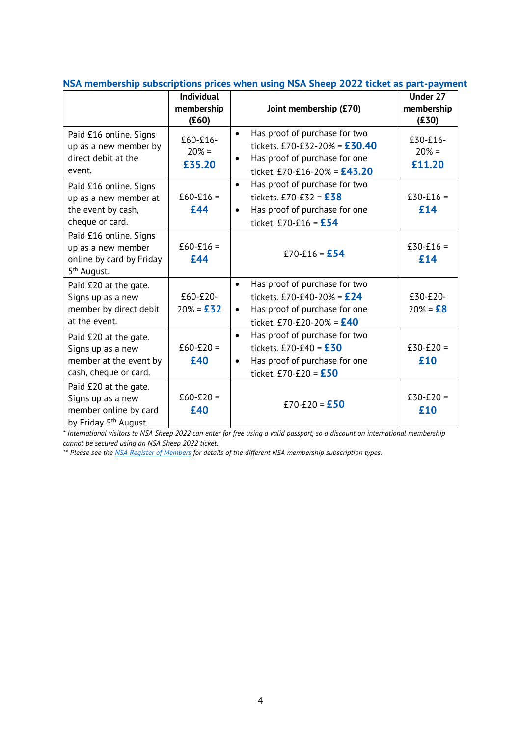## NSA membership subscriptions prices when using NSA Sheep 2022 ticket as part-payment

| | Individual membership (£60) | Joint membership (£70) | Under 27 membership (£30) |
|---|---|---|---|
| Paid £16 online. Signs up as a new member by direct debit at the event. | £60-£16-20% = **£35.20** | • Has proof of purchase for two tickets. £70-£32-20% = **£30.40**<br>• Has proof of purchase for one ticket. £70-£16-20% = **£43.20** | £30-£16-20% = **£11.20** |
| Paid £16 online. Signs up as a new member at the event by cash, cheque or card. | £60-£16 = **£44** | • Has proof of purchase for two tickets. £70-£32 = **£38**<br>• Has proof of purchase for one ticket. £70-£16 = **£54** | £30-£16 = **£14** |
| Paid £16 online. Signs up as a new member online by card by Friday 5th August. | £60-£16 = **£44** | £70-£16 = **£54** | £30-£16 = **£14** |
| Paid £20 at the gate. Signs up as a new member by direct debit at the event. | £60-£20-20% = **£32** | • Has proof of purchase for two tickets. £70-£40-20% = **£24**<br>• Has proof of purchase for one ticket. £70-£20-20% = **£40** | £30-£20-20% = **£8** |
| Paid £20 at the gate. Signs up as a new member at the event by cash, cheque or card. | £60-£20 = **£40** | • Has proof of purchase for two tickets. £70-£40 = **£30**<br>• Has proof of purchase for one ticket. £70-£20 = **£50** | £30-£20 = **£10** |
| Paid £20 at the gate. Signs up as a new member online by card by Friday 5th August. | £60-£20 = **£40** | £70-£20 = **£50** | £30-£20 = **£10** |

*\* International visitors to NSA Sheep 2022 can enter for free using a valid passport, so a discount on international membership cannot be secured using an NSA Sheep 2022 ticket.*

*\*\* Please see the NSA Register of Members for details of the different NSA membership subscription types.*